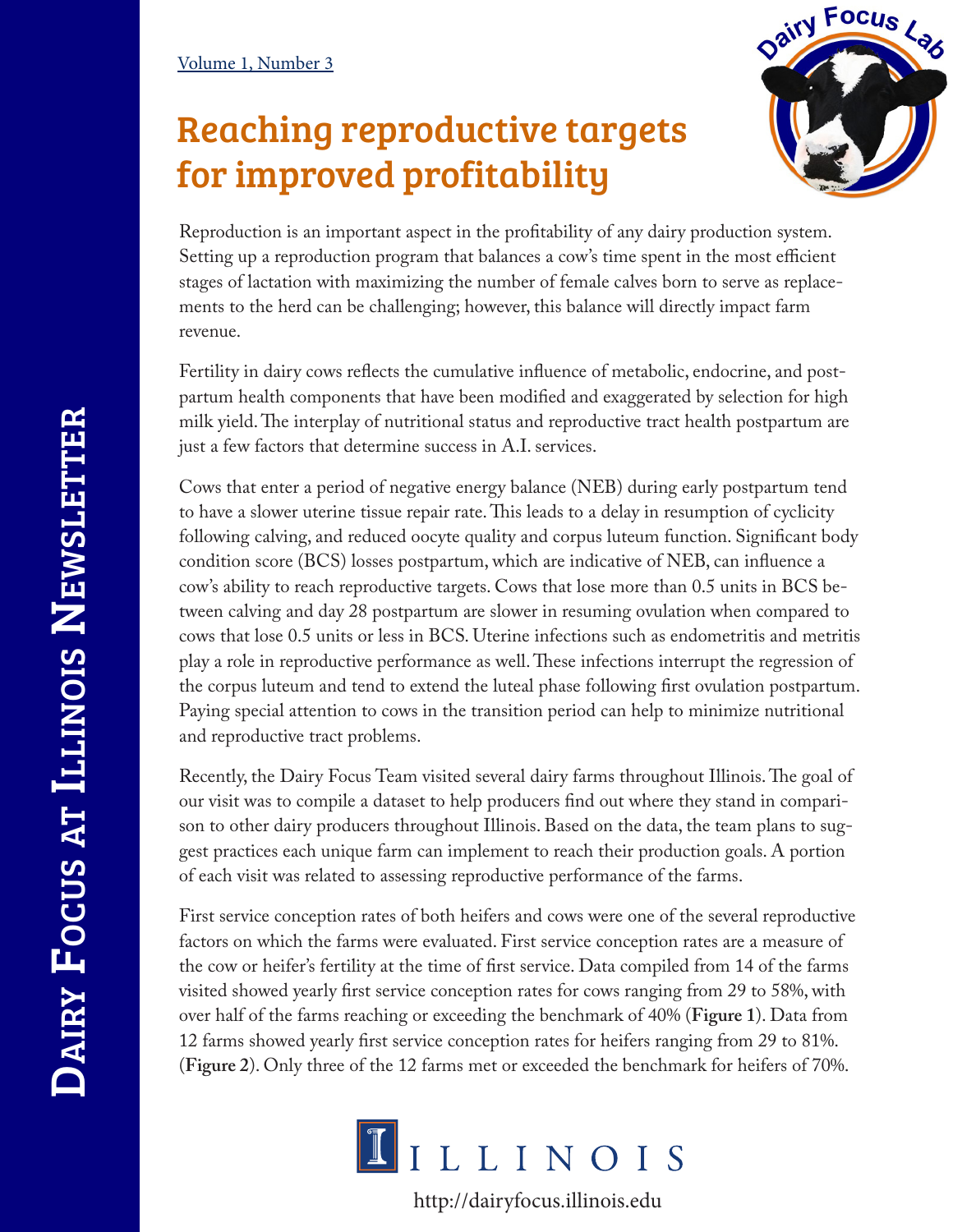# Reaching reproductive targets for improved profitability

Reproduction is an important aspect in the profitability of any dairy production system. Setting up a reproduction program that balances a cow's time spent in the most efficient stages of lactation with maximizing the number of female calves born to serve as replacements to the herd can be challenging; however, this balance will directly impact farm revenue.

Fertility in dairy cows reflects the cumulative influence of metabolic, endocrine, and postpartum health components that have been modified and exaggerated by selection for high milk yield. The interplay of nutritional status and reproductive tract health postpartum are just a few factors that determine success in A.I. services.

Cows that enter a period of negative energy balance (NEB) during early postpartum tend to have a slower uterine tissue repair rate. This leads to a delay in resumption of cyclicity following calving, and reduced oocyte quality and corpus luteum function. Significant body condition score (BCS) losses postpartum, which are indicative of NEB, can influence a cow's ability to reach reproductive targets. Cows that lose more than 0.5 units in BCS between calving and day 28 postpartum are slower in resuming ovulation when compared to cows that lose 0.5 units or less in BCS. Uterine infections such as endometritis and metritis play a role in reproductive performance as well. These infections interrupt the regression of the corpus luteum and tend to extend the luteal phase following first ovulation postpartum. Paying special attention to cows in the transition period can help to minimize nutritional and reproductive tract problems.

Recently, the Dairy Focus Team visited several dairy farms throughout Illinois. The goal of our visit was to compile a dataset to help producers find out where they stand in comparison to other dairy producers throughout Illinois. Based on the data, the team plans to suggest practices each unique farm can implement to reach their production goals. A portion of each visit was related to assessing reproductive performance of the farms.

First service conception rates of both heifers and cows were one of the several reproductive factors on which the farms were evaluated. First service conception rates are a measure of the cow or heifer's fertility at the time of first service. Data compiled from 14 of the farms visited showed yearly first service conception rates for cows ranging from 29 to 58%, with over half of the farms reaching or exceeding the benchmark of 40% (**Figure 1**). Data from 12 farms showed yearly first service conception rates for heifers ranging from 29 to 81%. (**Figure 2**). Only three of the 12 farms met or exceeded the benchmark for heifers of 70%.

http://dairyfocus.illinois.edu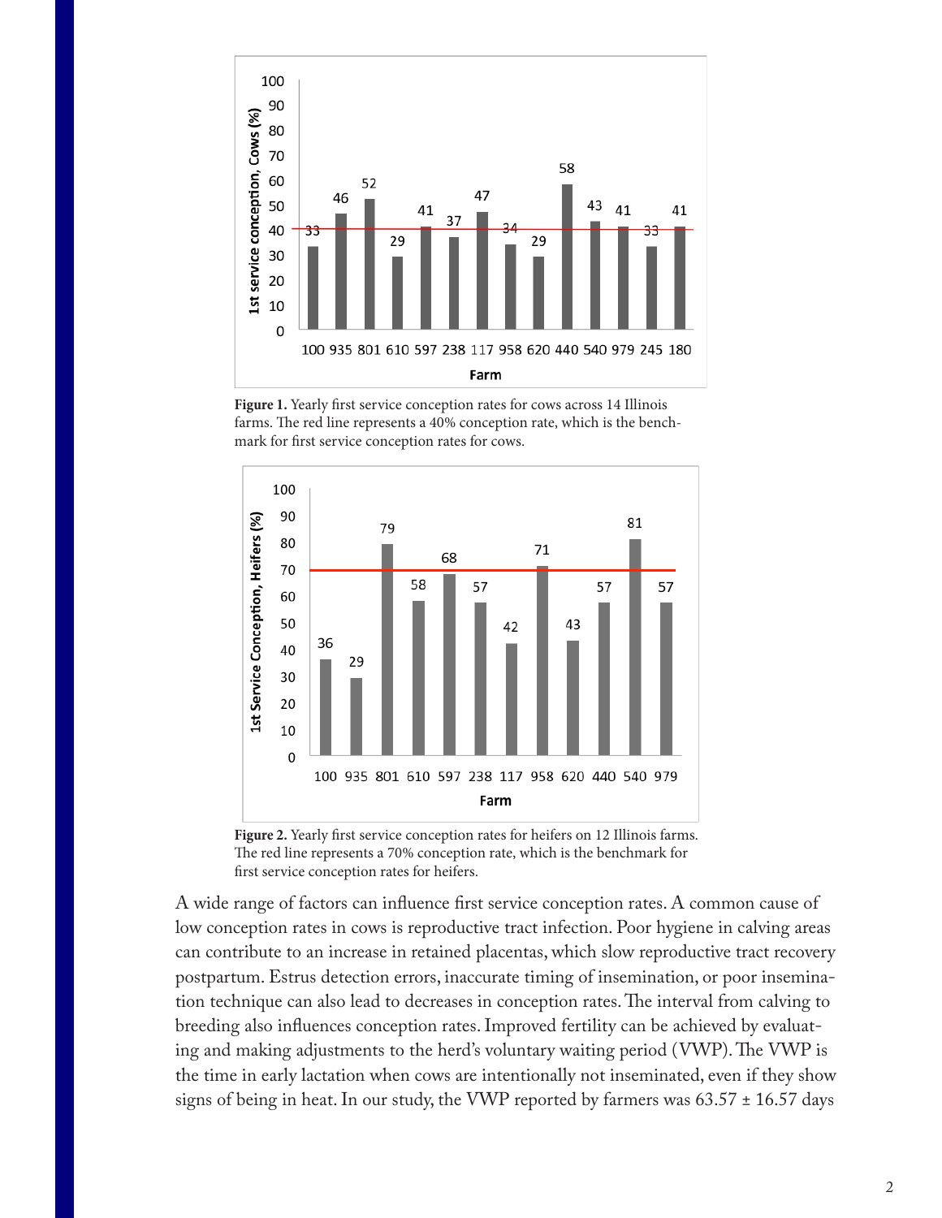**Figure 1.** Yearly first service conception rates for cows across 14 Illinois farms. The red line represents a 40% conception rate, which is the benchmark for first service conception rates for cows.

**Figure 2.** Yearly first service conception rates for heifers on 12 Illinois farms. The red line represents a 70% conception rate, which is the benchmark for first service conception rates for heifers.

A wide range of factors can influence first service conception rates. A common cause of low conception rates in cows is reproductive tract infection. Poor hygiene in calving areas can contribute to an increase in retained placentas, which slow reproductive tract recovery postpartum. Estrus detection errors, inaccurate timing of insemination, or poor insemination technique can also lead to decreases in conception rates. The interval from calving to breeding also influences conception rates. Improved fertility can be achieved by evaluating and making adjustments to the herd's voluntary waiting period (VWP). The VWP is the time in early lactation when cows are intentionally not inseminated, even if they show signs of being in heat. In our study, the VWP reported by farmers was 63.57 ± 16.57 days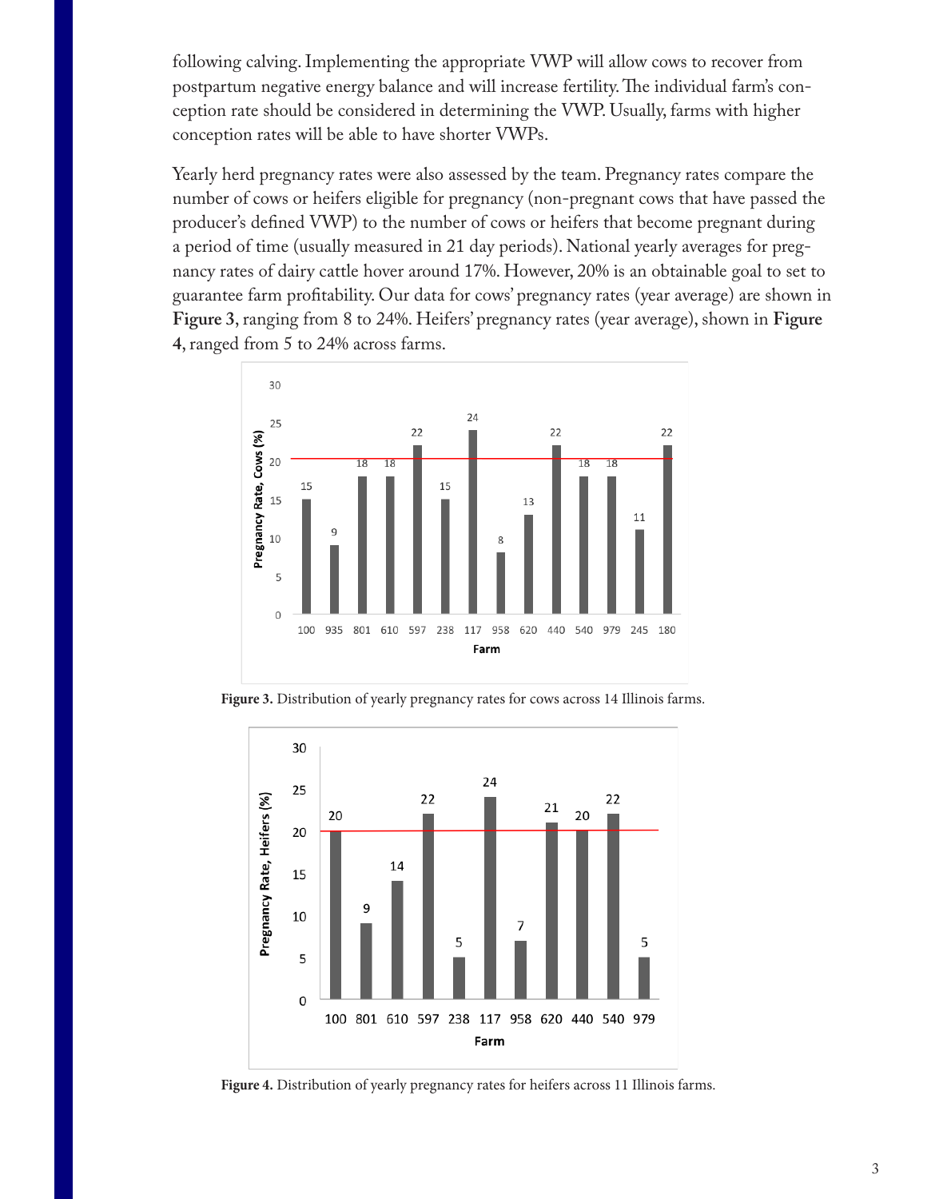following calving. Implementing the appropriate VWP will allow cows to recover from postpartum negative energy balance and will increase fertility. The individual farm's conception rate should be considered in determining the VWP. Usually, farms with higher conception rates will be able to have shorter VWPs.

Yearly herd pregnancy rates were also assessed by the team. Pregnancy rates compare the number of cows or heifers eligible for pregnancy (non-pregnant cows that have passed the producer's defined VWP) to the number of cows or heifers that become pregnant during a period of time (usually measured in 21 day periods). National yearly averages for pregnancy rates of dairy cattle hover around 17%. However, 20% is an obtainable goal to set to guarantee farm profitability. Our data for cows' pregnancy rates (year average) are shown in **Figure 3**, ranging from 8 to 24%. Heifers' pregnancy rates (year average), shown in **Figure 4**, ranged from 5 to 24% across farms.

| Farm | 100 | 935 | 801 | 610 | 597 | 238 | 117 | 958 | 620 | 440 | 540 | 979 | 245 | 180 |
|---|---|---|---|---|---|---|---|---|---|---|---|---|---|---|
| Pregnancy Rate, Cows (%) | 15 | 9 | 18 | 18 | 22 | 15 | 24 | 8 | 13 | 22 | 18 | 18 | 11 | 22 |

**Figure 3.** Distribution of yearly pregnancy rates for cows across 14 Illinois farms.

| Farm | 100 | 801 | 610 | 597 | 238 | 117 | 958 | 620 | 440 | 540 | 979 |
|---|---|---|---|---|---|---|---|---|---|---|---|
| Pregnancy Rate, Heifers (%) | 20 | 9 | 14 | 22 | 5 | 24 | 7 | 21 | 20 | 22 | 5 |

**Figure 4.** Distribution of yearly pregnancy rates for heifers across 11 Illinois farms.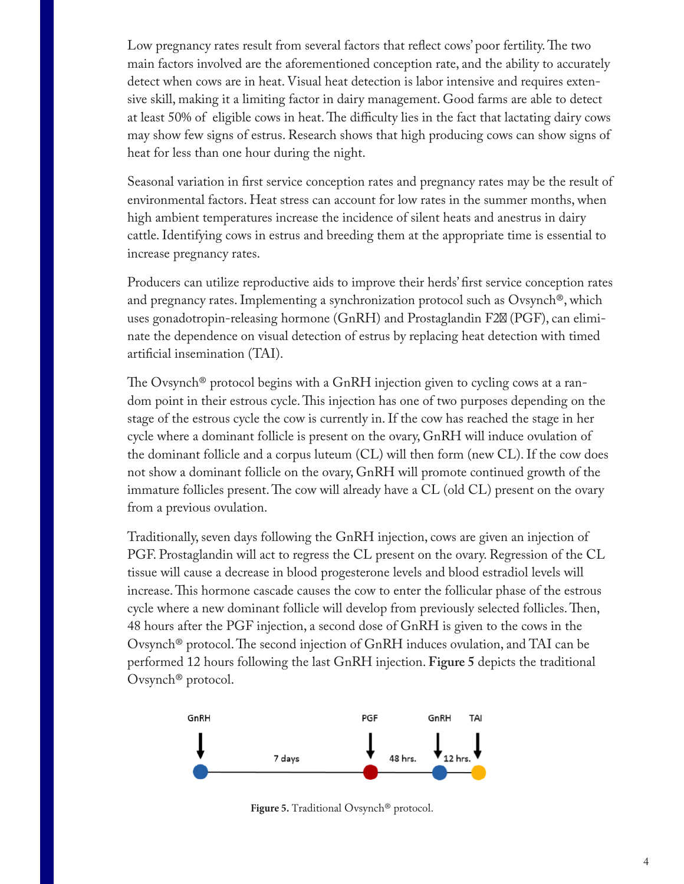Low pregnancy rates result from several factors that reflect cows' poor fertility. The two main factors involved are the aforementioned conception rate, and the ability to accurately detect when cows are in heat. Visual heat detection is labor intensive and requires extensive skill, making it a limiting factor in dairy management. Good farms are able to detect at least 50% of eligible cows in heat. The difficulty lies in the fact that lactating dairy cows may show few signs of estrus. Research shows that high producing cows can show signs of heat for less than one hour during the night.

Seasonal variation in first service conception rates and pregnancy rates may be the result of environmental factors. Heat stress can account for low rates in the summer months, when high ambient temperatures increase the incidence of silent heats and anestrus in dairy cattle. Identifying cows in estrus and breeding them at the appropriate time is essential to increase pregnancy rates.

Producers can utilize reproductive aids to improve their herds' first service conception rates and pregnancy rates. Implementing a synchronization protocol such as Ovsynch®, which uses gonadotropin-releasing hormone (GnRH) and Prostaglandin F2α (PGF), can eliminate the dependence on visual detection of estrus by replacing heat detection with timed artificial insemination (TAI).

The Ovsynch® protocol begins with a GnRH injection given to cycling cows at a random point in their estrous cycle. This injection has one of two purposes depending on the stage of the estrous cycle the cow is currently in. If the cow has reached the stage in her cycle where a dominant follicle is present on the ovary, GnRH will induce ovulation of the dominant follicle and a corpus luteum (CL) will then form (new CL). If the cow does not show a dominant follicle on the ovary, GnRH will promote continued growth of the immature follicles present. The cow will already have a CL (old CL) present on the ovary from a previous ovulation.

Traditionally, seven days following the GnRH injection, cows are given an injection of PGF. Prostaglandin will act to regress the CL present on the ovary. Regression of the CL tissue will cause a decrease in blood progesterone levels and blood estradiol levels will increase. This hormone cascade causes the cow to enter the follicular phase of the estrous cycle where a new dominant follicle will develop from previously selected follicles. Then, 48 hours after the PGF injection, a second dose of GnRH is given to the cows in the Ovsynch® protocol. The second injection of GnRH induces ovulation, and TAI can be performed 12 hours following the last GnRH injection. **Figure 5** depicts the traditional Ovsynch® protocol.

GnRH → 7 days → PGF → 48 hrs. → GnRH → 12 hrs. → TAI

**Figure 5.** Traditional Ovsynch® protocol.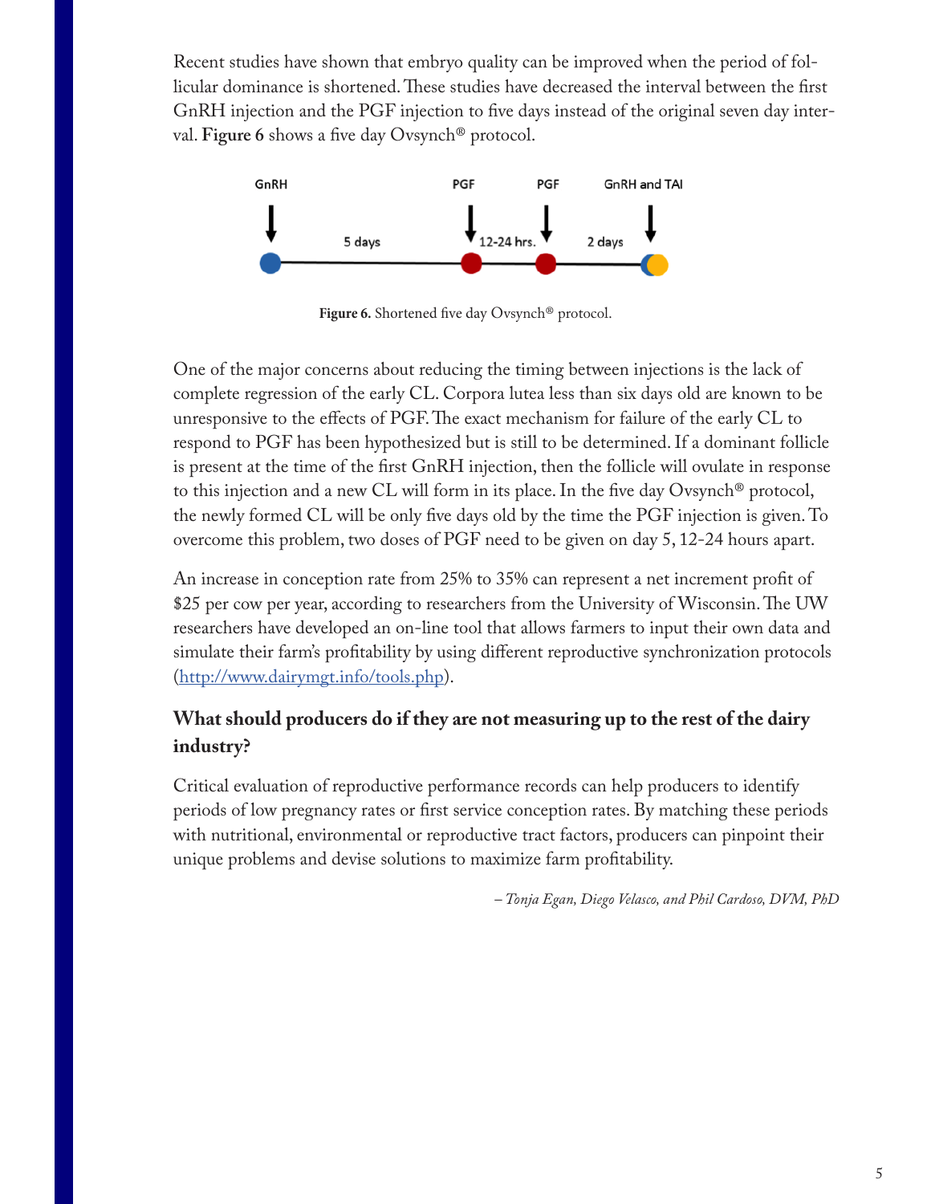Recent studies have shown that embryo quality can be improved when the period of follicular dominance is shortened. These studies have decreased the interval between the first GnRH injection and the PGF injection to five days instead of the original seven day interval. **Figure 6** shows a five day Ovsynch® protocol.

GnRH

PGF

PGF

GnRH and TAI

5 days

12-24 hrs.

2 days

**Figure 6.** Shortened five day Ovsynch® protocol.

One of the major concerns about reducing the timing between injections is the lack of complete regression of the early CL. Corpora lutea less than six days old are known to be unresponsive to the effects of PGF. The exact mechanism for failure of the early CL to respond to PGF has been hypothesized but is still to be determined. If a dominant follicle is present at the time of the first GnRH injection, then the follicle will ovulate in response to this injection and a new CL will form in its place. In the five day Ovsynch® protocol, the newly formed CL will be only five days old by the time the PGF injection is given. To overcome this problem, two doses of PGF need to be given on day 5, 12-24 hours apart.

An increase in conception rate from 25% to 35% can represent a net increment profit of $25 per cow per year, according to researchers from the University of Wisconsin. The UW researchers have developed an on-line tool that allows farmers to input their own data and simulate their farm's profitability by using different reproductive synchronization protocols (http://www.dairymgt.info/tools.php).

### What should producers do if they are not measuring up to the rest of the dairy industry?

Critical evaluation of reproductive performance records can help producers to identify periods of low pregnancy rates or first service conception rates. By matching these periods with nutritional, environmental or reproductive tract factors, producers can pinpoint their unique problems and devise solutions to maximize farm profitability.

*– Tonja Egan, Diego Velasco, and Phil Cardoso, DVM, PhD*